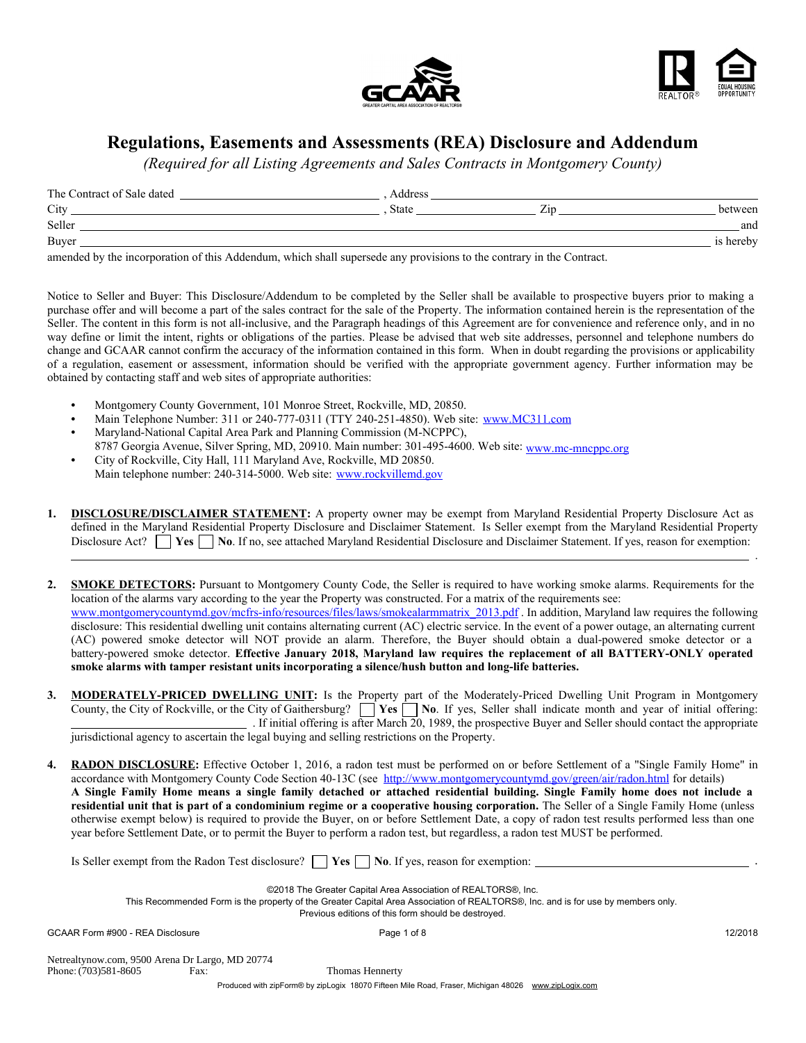# Regulations, Easements and Assessments (REA) Disclosure and Addendum

*(Required for all Listing Agreements and Sales Contracts in Montgomery County)*

The Contract of Sale dated ______________________________, Address ______________________________
City ______________________________, State ______________ Zip ______________ between
Seller ______________________________________________________________ and
Buyer ______________________________________________________________ is hereby
amended by the incorporation of this Addendum, which shall supersede any provisions to the contrary in the Contract.

Notice to Seller and Buyer: This Disclosure/Addendum to be completed by the Seller shall be available to prospective buyers prior to making a purchase offer and will become a part of the sales contract for the sale of the Property. The information contained herein is the representation of the Seller. The content in this form is not all-inclusive, and the Paragraph headings of this Agreement are for convenience and reference only, and in no way define or limit the intent, rights or obligations of the parties. Please be advised that web site addresses, personnel and telephone numbers do change and GCAAR cannot confirm the accuracy of the information contained in this form. When in doubt regarding the provisions or applicability of a regulation, easement or assessment, information should be verified with the appropriate government agency. Further information may be obtained by contacting staff and web sites of appropriate authorities:

- Montgomery County Government, 101 Monroe Street, Rockville, MD, 20850.
- Main Telephone Number: 311 or 240-777-0311 (TTY 240-251-4850). Web site: www.MC311.com
- Maryland-National Capital Area Park and Planning Commission (M-NCPPC), 8787 Georgia Avenue, Silver Spring, MD, 20910. Main number: 301-495-4600. Web site: www.mc-mncppc.org
- City of Rockville, City Hall, 111 Maryland Ave, Rockville, MD 20850. Main telephone number: 240-314-5000. Web site: www.rockvillemd.gov

1. **DISCLOSURE/DISCLAIMER STATEMENT:** A property owner may be exempt from Maryland Residential Property Disclosure Act as defined in the Maryland Residential Property Disclosure and Disclaimer Statement. Is Seller exempt from the Maryland Residential Property Disclosure Act? ☐ **Yes** ☐ **No**. If no, see attached Maryland Residential Disclosure and Disclaimer Statement. If yes, reason for exemption: ______________________________.

2. **SMOKE DETECTORS:** Pursuant to Montgomery County Code, the Seller is required to have working smoke alarms. Requirements for the location of the alarms vary according to the year the Property was constructed. For a matrix of the requirements see: www.montgomerycountymd.gov/mcfrs-info/resources/files/laws/smokealarmmatrix_2013.pdf. In addition, Maryland law requires the following disclosure: This residential dwelling unit contains alternating current (AC) electric service. In the event of a power outage, an alternating current (AC) powered smoke detector will NOT provide an alarm. Therefore, the Buyer should obtain a dual-powered smoke detector or a battery-powered smoke detector. **Effective January 2018, Maryland law requires the replacement of all BATTERY-ONLY operated smoke alarms with tamper resistant units incorporating a silence/hush button and long-life batteries.**

3. **MODERATELY-PRICED DWELLING UNIT:** Is the Property part of the Moderately-Priced Dwelling Unit Program in Montgomery County, the City of Rockville, or the City of Gaithersburg? ☐ **Yes** ☐ **No**. If yes, Seller shall indicate month and year of initial offering: ______________________________. If initial offering is after March 20, 1989, the prospective Buyer and Seller should contact the appropriate jurisdictional agency to ascertain the legal buying and selling restrictions on the Property.

4. **RADON DISCLOSURE:** Effective October 1, 2016, a radon test must be performed on or before Settlement of a "Single Family Home" in accordance with Montgomery County Code Section 40-13C (see http://www.montgomerycountymd.gov/green/air/radon.html for details) **A Single Family Home means a single family detached or attached residential building. Single Family home does not include a residential unit that is part of a condominium regime or a cooperative housing corporation.** The Seller of a Single Family Home (unless otherwise exempt below) is required to provide the Buyer, on or before Settlement Date, a copy of radon test results performed less than one year before Settlement Date, or to permit the Buyer to perform a radon test, but regardless, a radon test MUST be performed.

   Is Seller exempt from the Radon Test disclosure? ☐ **Yes** ☐ **No**. If yes, reason for exemption: ______________________________.

©2018 The Greater Capital Area Association of REALTORS®, Inc.
This Recommended Form is the property of the Greater Capital Area Association of REALTORS®, Inc. and is for use by members only.
Previous editions of this form should be destroyed.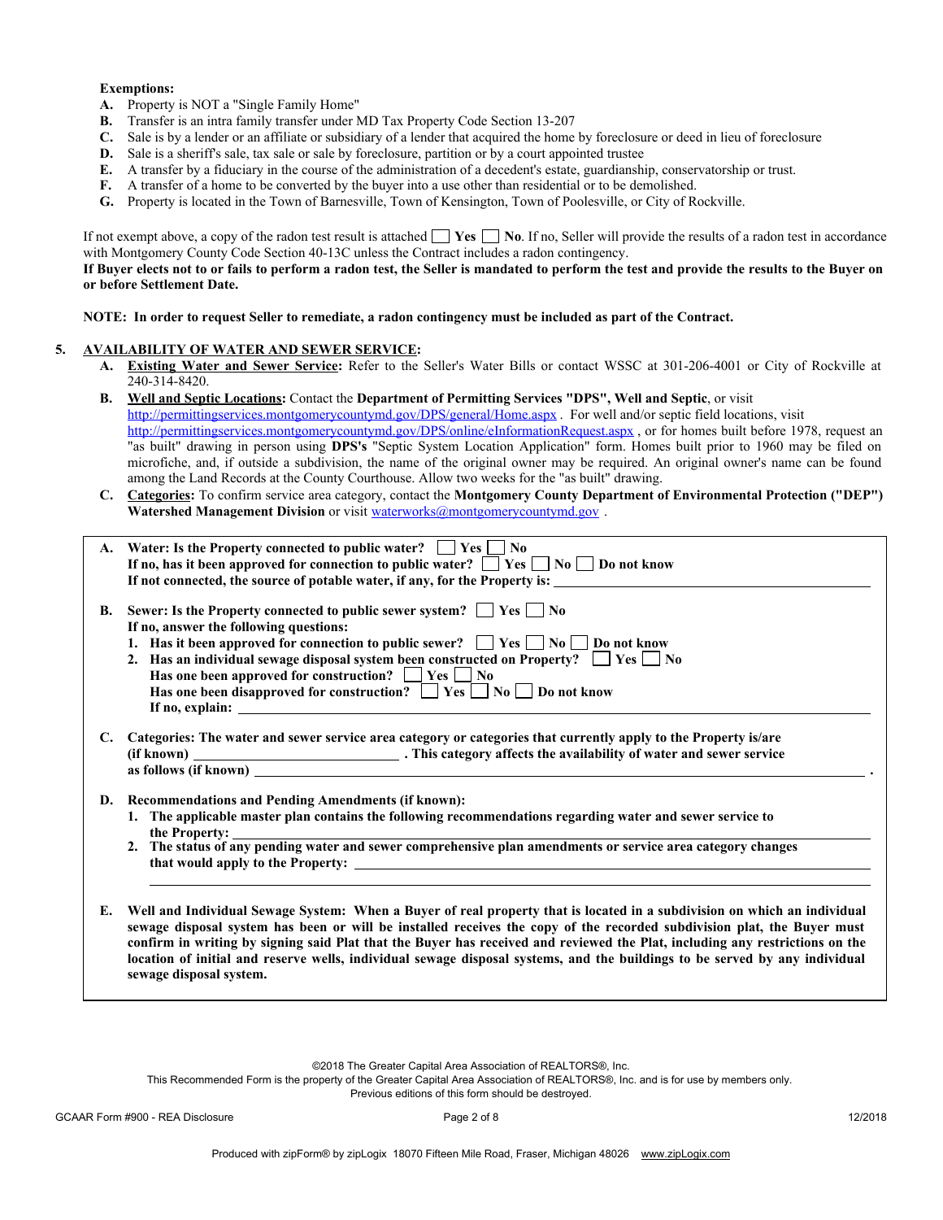**Exemptions:**

- **A.** Property is NOT a "Single Family Home"
- **B.** Transfer is an intra family transfer under MD Tax Property Code Section 13-207
- **C.** Sale is by a lender or an affiliate or subsidiary of a lender that acquired the home by foreclosure or deed in lieu of foreclosure
- **D.** Sale is a sheriff's sale, tax sale or sale by foreclosure, partition or by a court appointed trustee
- **E.** A transfer by a fiduciary in the course of the administration of a decedent's estate, guardianship, conservatorship or trust.
- **F.** A transfer of a home to be converted by the buyer into a use other than residential or to be demolished.
- **G.** Property is located in the Town of Barnesville, Town of Kensington, Town of Poolesville, or City of Rockville.

If not exempt above, a copy of the radon test result is attached ☐ **Yes** ☐ **No**. If no, Seller will provide the results of a radon test in accordance with Montgomery County Code Section 40-13C unless the Contract includes a radon contingency.
**If Buyer elects not to or fails to perform a radon test, the Seller is mandated to perform the test and provide the results to the Buyer on or before Settlement Date.**

**NOTE: In order to request Seller to remediate, a radon contingency must be included as part of the Contract.**

## 5. AVAILABILITY OF WATER AND SEWER SERVICE:

- **A.** **Existing Water and Sewer Service:** Refer to the Seller's Water Bills or contact WSSC at 301-206-4001 or City of Rockville at 240-314-8420.
- **B.** **Well and Septic Locations:** Contact the **Department of Permitting Services "DPS", Well and Septic**, or visit http://permittingservices.montgomerycountymd.gov/DPS/general/Home.aspx . For well and/or septic field locations, visit http://permittingservices.montgomerycountymd.gov/DPS/online/eInformationRequest.aspx , or for homes built before 1978, request an "as built" drawing in person using **DPS's** "Septic System Location Application" form. Homes built prior to 1960 may be filed on microfiche, and, if outside a subdivision, the name of the original owner may be required. An original owner's name can be found among the Land Records at the County Courthouse. Allow two weeks for the "as built" drawing.
- **C.** **Categories:** To confirm service area category, contact the **Montgomery County Department of Environmental Protection ("DEP") Watershed Management Division** or visit waterworks@montgomerycountymd.gov .

**A. Water: Is the Property connected to public water?** ☐ **Yes** ☐ **No**
**If no, has it been approved for connection to public water?** ☐ **Yes** ☐ **No** ☐ **Do not know**
**If not connected, the source of potable water, if any, for the Property is:** ______________________

**B. Sewer: Is the Property connected to public sewer system?** ☐ **Yes** ☐ **No**
**If no, answer the following questions:**

1. **Has it been approved for connection to public sewer?** ☐ **Yes** ☐ **No** ☐ **Do not know**
2. **Has an individual sewage disposal system been constructed on Property?** ☐ **Yes** ☐ **No**
   **Has one been approved for construction?** ☐ **Yes** ☐ **No**
   **Has one been disapproved for construction?** ☐ **Yes** ☐ **No** ☐ **Do not know**
   **If no, explain:** ______________________

**C. Categories: The water and sewer service area category or categories that currently apply to the Property is/are (if known)** ______________ **. This category affects the availability of water and sewer service as follows (if known)** ______________________ **.**

**D. Recommendations and Pending Amendments (if known):**

1. **The applicable master plan contains the following recommendations regarding water and sewer service to the Property:** ______________________
2. **The status of any pending water and sewer comprehensive plan amendments or service area category changes that would apply to the Property:** ______________________

**E. Well and Individual Sewage System: When a Buyer of real property that is located in a subdivision on which an individual sewage disposal system has been or will be installed receives the copy of the recorded subdivision plat, the Buyer must confirm in writing by signing said Plat that the Buyer has received and reviewed the Plat, including any restrictions on the location of initial and reserve wells, individual sewage disposal systems, and the buildings to be served by any individual sewage disposal system.**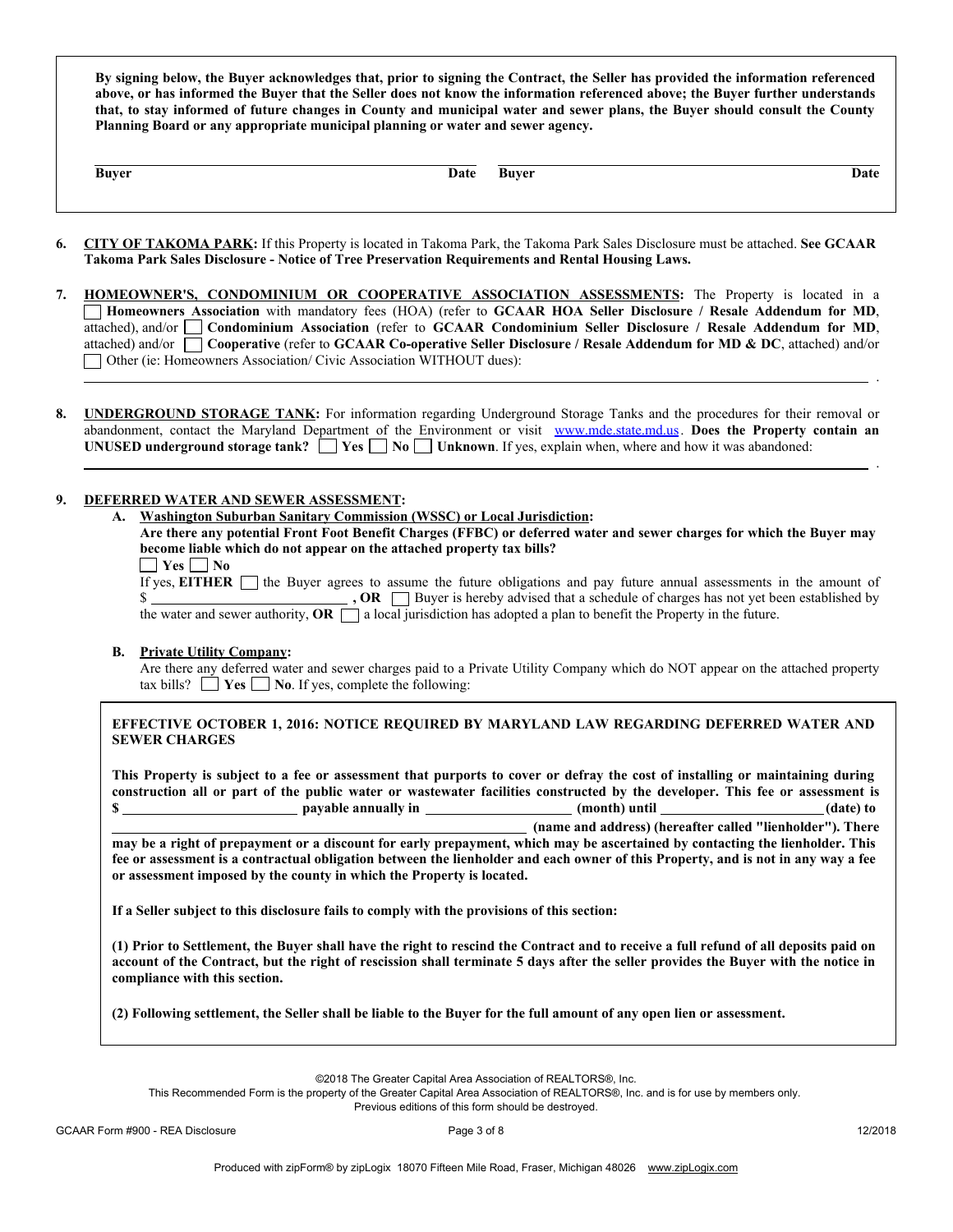**By signing below, the Buyer acknowledges that, prior to signing the Contract, the Seller has provided the information referenced above, or has informed the Buyer that the Seller does not know the information referenced above; the Buyer further understands that, to stay informed of future changes in County and municipal water and sewer plans, the Buyer should consult the County Planning Board or any appropriate municipal planning or water and sewer agency.**

| **Buyer** | **Date** | **Buyer** | **Date** |
|---|---|---|---|

6. **CITY OF TAKOMA PARK:** If this Property is located in Takoma Park, the Takoma Park Sales Disclosure must be attached. **See GCAAR Takoma Park Sales Disclosure - Notice of Tree Preservation Requirements and Rental Housing Laws.**

7. **HOMEOWNER'S, CONDOMINIUM OR COOPERATIVE ASSOCIATION ASSESSMENTS:** The Property is located in a ☐ **Homeowners Association** with mandatory fees (HOA) (refer to **GCAAR HOA Seller Disclosure / Resale Addendum for MD**, attached), and/or ☐ **Condominium Association** (refer to **GCAAR Condominium Seller Disclosure / Resale Addendum for MD**, attached) and/or ☐ **Cooperative** (refer to **GCAAR Co-operative Seller Disclosure / Resale Addendum for MD & DC**, attached) and/or ☐ Other (ie: Homeowners Association/ Civic Association WITHOUT dues): \_\_\_\_\_\_\_\_\_\_\_\_\_\_\_\_\_\_\_\_\_\_\_\_\_\_\_\_\_\_\_\_\_\_\_\_\_\_\_\_.

8. **UNDERGROUND STORAGE TANK:** For information regarding Underground Storage Tanks and the procedures for their removal or abandonment, contact the Maryland Department of the Environment or visit www.mde.state.md.us. **Does the Property contain an UNUSED underground storage tank?** ☐ **Yes** ☐ **No** ☐ **Unknown**. If yes, explain when, where and how it was abandoned: \_\_\_\_\_\_\_\_\_\_\_\_\_\_\_\_\_\_\_\_\_\_\_\_\_\_\_\_\_\_\_\_\_\_\_\_\_\_\_\_.

9. **DEFERRED WATER AND SEWER ASSESSMENT:**

   **A. Washington Suburban Sanitary Commission (WSSC) or Local Jurisdiction:**

   **Are there any potential Front Foot Benefit Charges (FFBC) or deferred water and sewer charges for which the Buyer may become liable which do not appear on the attached property tax bills?**

   ☐ **Yes** ☐ **No**

   If yes, **EITHER** ☐ the Buyer agrees to assume the future obligations and pay future annual assessments in the amount of $ \_\_\_\_\_\_\_\_\_\_\_\_\_\_\_\_\_\_\_\_ **, OR** ☐ Buyer is hereby advised that a schedule of charges has not yet been established by the water and sewer authority, **OR** ☐ a local jurisdiction has adopted a plan to benefit the Property in the future.

   **B. Private Utility Company:**

   Are there any deferred water and sewer charges paid to a Private Utility Company which do NOT appear on the attached property tax bills? ☐ **Yes** ☐ **No**. If yes, complete the following:

**EFFECTIVE OCTOBER 1, 2016: NOTICE REQUIRED BY MARYLAND LAW REGARDING DEFERRED WATER AND SEWER CHARGES**

**This Property is subject to a fee or assessment that purports to cover or defray the cost of installing or maintaining during construction all or part of the public water or wastewater facilities constructed by the developer. This fee or assessment is $ \_\_\_\_\_\_\_\_\_\_\_\_\_\_\_\_\_\_\_\_ payable annually in \_\_\_\_\_\_\_\_\_\_\_\_\_\_\_\_\_\_\_\_ (month) until \_\_\_\_\_\_\_\_\_\_\_\_\_\_\_\_\_\_\_\_ (date) to \_\_\_\_\_\_\_\_\_\_\_\_\_\_\_\_\_\_\_\_\_\_\_\_\_\_\_\_\_\_\_\_\_\_\_\_\_\_\_\_ (name and address) (hereafter called "lienholder"). There may be a right of prepayment or a discount for early prepayment, which may be ascertained by contacting the lienholder. This fee or assessment is a contractual obligation between the lienholder and each owner of this Property, and is not in any way a fee or assessment imposed by the county in which the Property is located.**

**If a Seller subject to this disclosure fails to comply with the provisions of this section:**

**(1) Prior to Settlement, the Buyer shall have the right to rescind the Contract and to receive a full refund of all deposits paid on account of the Contract, but the right of rescission shall terminate 5 days after the seller provides the Buyer with the notice in compliance with this section.**

**(2) Following settlement, the Seller shall be liable to the Buyer for the full amount of any open lien or assessment.**

©2018 The Greater Capital Area Association of REALTORS®, Inc.
This Recommended Form is the property of the Greater Capital Area Association of REALTORS®, Inc. and is for use by members only.
Previous editions of this form should be destroyed.

GCAAR Form #900 - REA Disclosure 12/2018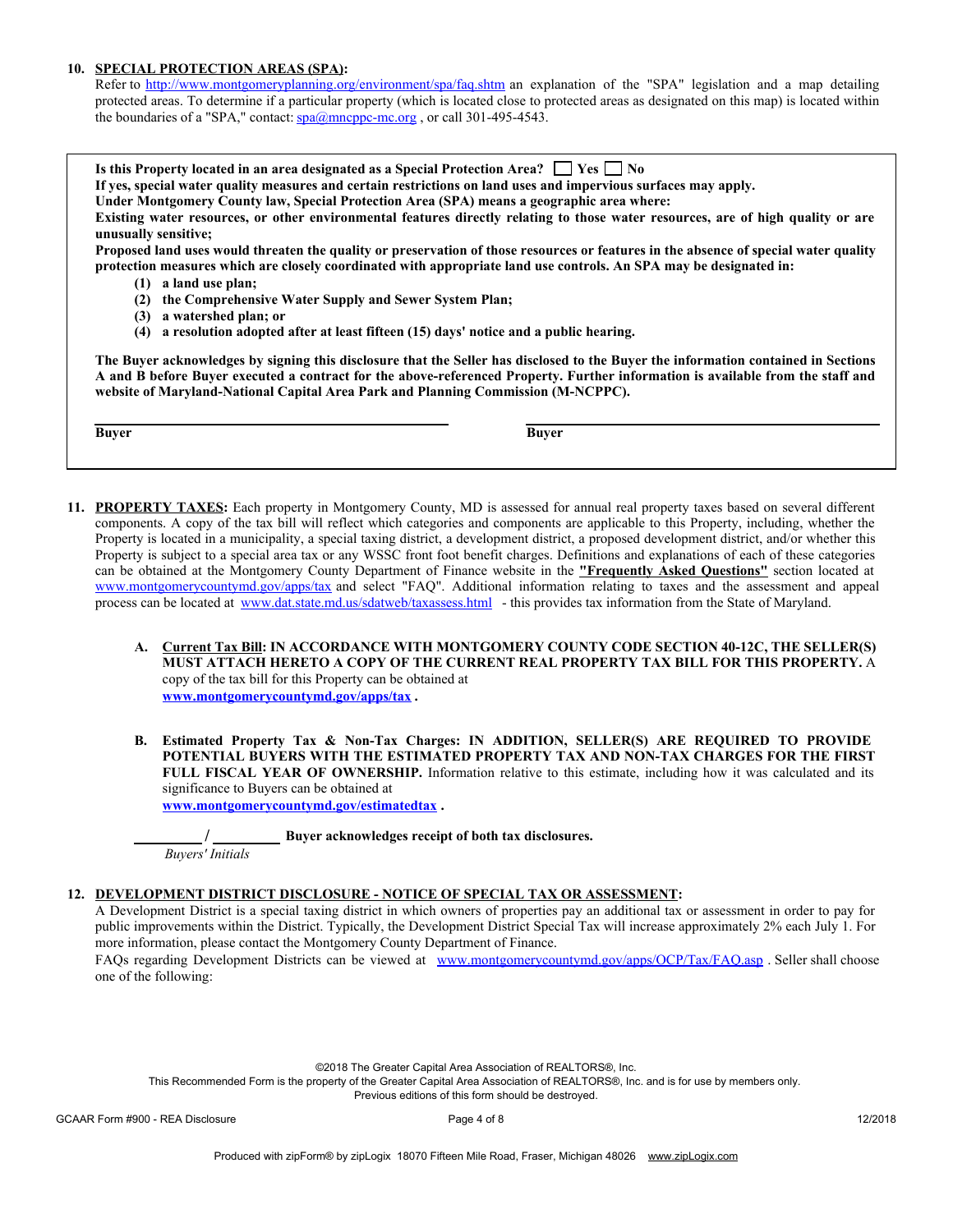**10. SPECIAL PROTECTION AREAS (SPA):**

Refer to http://www.montgomeryplanning.org/environment/spa/faq.shtm an explanation of the "SPA" legislation and a map detailing protected areas. To determine if a particular property (which is located close to protected areas as designated on this map) is located within the boundaries of a "SPA," contact: spa@mncppc-mc.org , or call 301-495-4543.

**Is this Property located in an area designated as a Special Protection Area? ☐ Yes ☐ No**

**If yes, special water quality measures and certain restrictions on land uses and impervious surfaces may apply.**

**Under Montgomery County law, Special Protection Area (SPA) means a geographic area where:**

**Existing water resources, or other environmental features directly relating to those water resources, are of high quality or are unusually sensitive;**

**Proposed land uses would threaten the quality or preservation of those resources or features in the absence of special water quality protection measures which are closely coordinated with appropriate land use controls. An SPA may be designated in:**

- **(1) a land use plan;**
- **(2) the Comprehensive Water Supply and Sewer System Plan;**
- **(3) a watershed plan; or**
- **(4) a resolution adopted after at least fifteen (15) days' notice and a public hearing.**

**The Buyer acknowledges by signing this disclosure that the Seller has disclosed to the Buyer the information contained in Sections A and B before Buyer executed a contract for the above-referenced Property. Further information is available from the staff and website of Maryland-National Capital Area Park and Planning Commission (M-NCPPC).**

_______________________ **Buyer** _______________________ **Buyer**

**11. PROPERTY TAXES:** Each property in Montgomery County, MD is assessed for annual real property taxes based on several different components. A copy of the tax bill will reflect which categories and components are applicable to this Property, including, whether the Property is located in a municipality, a special taxing district, a development district, a proposed development district, and/or whether this Property is subject to a special area tax or any WSSC front foot benefit charges. Definitions and explanations of each of these categories can be obtained at the Montgomery County Department of Finance website in the **"Frequently Asked Questions"** section located at www.montgomerycountymd.gov/apps/tax and select "FAQ". Additional information relating to taxes and the assessment and appeal process can be located at www.dat.state.md.us/sdatweb/taxassess.html - this provides tax information from the State of Maryland.

**A. Current Tax Bill: IN ACCORDANCE WITH MONTGOMERY COUNTY CODE SECTION 40-12C, THE SELLER(S) MUST ATTACH HERETO A COPY OF THE CURRENT REAL PROPERTY TAX BILL FOR THIS PROPERTY.** A copy of the tax bill for this Property can be obtained at **www.montgomerycountymd.gov/apps/tax .**

**B. Estimated Property Tax & Non-Tax Charges: IN ADDITION, SELLER(S) ARE REQUIRED TO PROVIDE POTENTIAL BUYERS WITH THE ESTIMATED PROPERTY TAX AND NON-TAX CHARGES FOR THE FIRST FULL FISCAL YEAR OF OWNERSHIP.** Information relative to this estimate, including how it was calculated and its significance to Buyers can be obtained at **www.montgomerycountymd.gov/estimatedtax .**

_______ / _______ **Buyer acknowledges receipt of both tax disclosures.**

*Buyers' Initials*

**12. DEVELOPMENT DISTRICT DISCLOSURE - NOTICE OF SPECIAL TAX OR ASSESSMENT:**

A Development District is a special taxing district in which owners of properties pay an additional tax or assessment in order to pay for public improvements within the District. Typically, the Development District Special Tax will increase approximately 2% each July 1. For more information, please contact the Montgomery County Department of Finance.

FAQs regarding Development Districts can be viewed at www.montgomerycountymd.gov/apps/OCP/Tax/FAQ.asp . Seller shall choose one of the following:

©2018 The Greater Capital Area Association of REALTORS®, Inc.
This Recommended Form is the property of the Greater Capital Area Association of REALTORS®, Inc. and is for use by members only.
Previous editions of this form should be destroyed.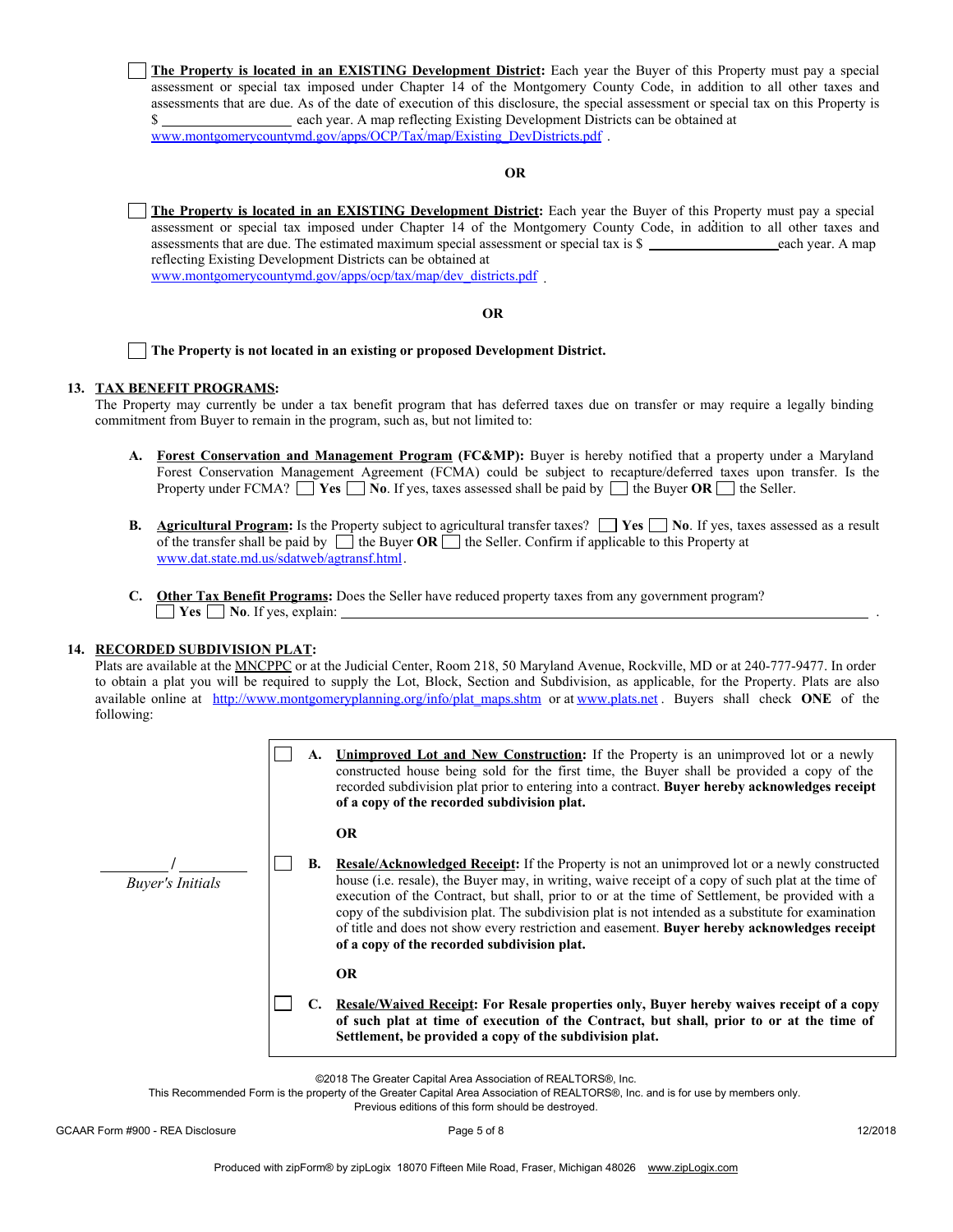☐ **The Property is located in an EXISTING Development District:** Each year the Buyer of this Property must pay a special assessment or special tax imposed under Chapter 14 of the Montgomery County Code, in addition to all other taxes and assessments that are due. As of the date of execution of this disclosure, the special assessment or special tax on this Property is $ ________________ each year. A map reflecting Existing Development Districts can be obtained at www.montgomerycountymd.gov/apps/OCP/Tax/map/Existing_DevDistricts.pdf .

**OR**

☐ **The Property is located in an EXISTING Development District:** Each year the Buyer of this Property must pay a special assessment or special tax imposed under Chapter 14 of the Montgomery County Code, in addition to all other taxes and assessments that are due. The estimated maximum special assessment or special tax is $ ________________ each year. A map reflecting Existing Development Districts can be obtained at www.montgomerycountymd.gov/apps/ocp/tax/map/dev_districts.pdf .

**OR**

☐ **The Property is not located in an existing or proposed Development District.**

**13. TAX BENEFIT PROGRAMS:**
The Property may currently be under a tax benefit program that has deferred taxes due on transfer or may require a legally binding commitment from Buyer to remain in the program, such as, but not limited to:

**A. Forest Conservation and Management Program (FC&MP):** Buyer is hereby notified that a property under a Maryland Forest Conservation Management Agreement (FCMA) could be subject to recapture/deferred taxes upon transfer. Is the Property under FCMA? ☐ **Yes** ☐ **No**. If yes, taxes assessed shall be paid by ☐ the Buyer **OR** ☐ the Seller.

**B. Agricultural Program:** Is the Property subject to agricultural transfer taxes? ☐ **Yes** ☐ **No**. If yes, taxes assessed as a result of the transfer shall be paid by ☐ the Buyer **OR** ☐ the Seller. Confirm if applicable to this Property at www.dat.state.md.us/sdatweb/agtransf.html.

**C. Other Tax Benefit Programs:** Does the Seller have reduced property taxes from any government program?
☐ **Yes** ☐ **No**. If yes, explain: ________________________________________________ .

**14. RECORDED SUBDIVISION PLAT:**
Plats are available at the MNCPPC or at the Judicial Center, Room 218, 50 Maryland Avenue, Rockville, MD or at 240-777-9477. In order to obtain a plat you will be required to supply the Lot, Block, Section and Subdivision, as applicable, for the Property. Plats are also available online at http://www.montgomeryplanning.org/info/plat_maps.shtm or at www.plats.net . Buyers shall check **ONE** of the following:

________ / ________
*Buyer's Initials*

☐ **A. Unimproved Lot and New Construction:** If the Property is an unimproved lot or a newly constructed house being sold for the first time, the Buyer shall be provided a copy of the recorded subdivision plat prior to entering into a contract. **Buyer hereby acknowledges receipt of a copy of the recorded subdivision plat.**

**OR**

☐ **B. Resale/Acknowledged Receipt:** If the Property is not an unimproved lot or a newly constructed house (i.e. resale), the Buyer may, in writing, waive receipt of a copy of such plat at the time of execution of the Contract, but shall, prior to or at the time of Settlement, be provided with a copy of the subdivision plat. The subdivision plat is not intended as a substitute for examination of title and does not show every restriction and easement. **Buyer hereby acknowledges receipt of a copy of the recorded subdivision plat.**

**OR**

☐ **C. Resale/Waived Receipt: For Resale properties only, Buyer hereby waives receipt of a copy of such plat at time of execution of the Contract, but shall, prior to or at the time of Settlement, be provided a copy of the subdivision plat.**

©2018 The Greater Capital Area Association of REALTORS®, Inc.
This Recommended Form is the property of the Greater Capital Area Association of REALTORS®, Inc. and is for use by members only.
Previous editions of this form should be destroyed.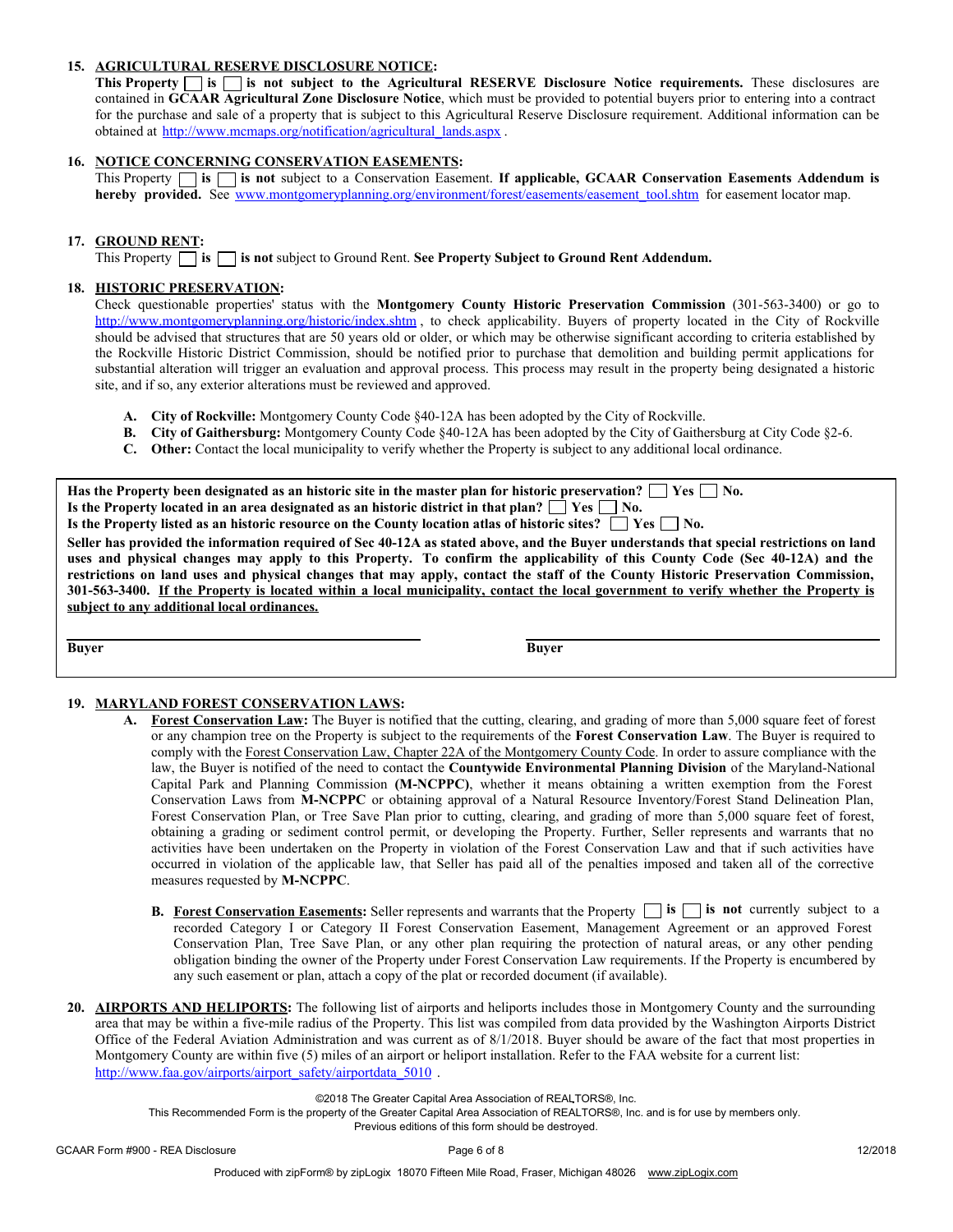**15. AGRICULTURAL RESERVE DISCLOSURE NOTICE:**

**This Property ☐ is ☐ is not subject to the Agricultural RESERVE Disclosure Notice requirements.** These disclosures are contained in **GCAAR Agricultural Zone Disclosure Notice**, which must be provided to potential buyers prior to entering into a contract for the purchase and sale of a property that is subject to this Agricultural Reserve Disclosure requirement. Additional information can be obtained at http://www.mcmaps.org/notification/agricultural_lands.aspx .

**16. NOTICE CONCERNING CONSERVATION EASEMENTS:**

This Property ☐ **is** ☐ **is not** subject to a Conservation Easement. **If applicable, GCAAR Conservation Easements Addendum is hereby provided.** See www.montgomeryplanning.org/environment/forest/easements/easement_tool.shtm for easement locator map.

**17. GROUND RENT:**

This Property ☐ **is** ☐ **is not** subject to Ground Rent. **See Property Subject to Ground Rent Addendum.**

**18. HISTORIC PRESERVATION:**

Check questionable properties' status with the **Montgomery County Historic Preservation Commission** (301-563-3400) or go to http://www.montgomeryplanning.org/historic/index.shtm , to check applicability. Buyers of property located in the City of Rockville should be advised that structures that are 50 years old or older, or which may be otherwise significant according to criteria established by the Rockville Historic District Commission, should be notified prior to purchase that demolition and building permit applications for substantial alteration will trigger an evaluation and approval process. This process may result in the property being designated a historic site, and if so, any exterior alterations must be reviewed and approved.

- **A. City of Rockville:** Montgomery County Code §40-12A has been adopted by the City of Rockville.
- **B. City of Gaithersburg:** Montgomery County Code §40-12A has been adopted by the City of Gaithersburg at City Code §2-6.
- **C. Other:** Contact the local municipality to verify whether the Property is subject to any additional local ordinance.

**Has the Property been designated as an historic site in the master plan for historic preservation? ☐ Yes ☐ No.**
**Is the Property located in an area designated as an historic district in that plan? ☐ Yes ☐ No.**
**Is the Property listed as an historic resource on the County location atlas of historic sites? ☐ Yes ☐ No.**

**Seller has provided the information required of Sec 40-12A as stated above, and the Buyer understands that special restrictions on land uses and physical changes may apply to this Property. To confirm the applicability of this County Code (Sec 40-12A) and the restrictions on land uses and physical changes that may apply, contact the staff of the County Historic Preservation Commission, 301-563-3400. If the Property is located within a local municipality, contact the local government to verify whether the Property is subject to any additional local ordinances.**

_______________________________ &nbsp;&nbsp;&nbsp;&nbsp; _______________________________
**Buyer** &nbsp;&nbsp;&nbsp;&nbsp;&nbsp;&nbsp;&nbsp;&nbsp;&nbsp;&nbsp;&nbsp;&nbsp;&nbsp;&nbsp;&nbsp;&nbsp;&nbsp;&nbsp;&nbsp;&nbsp;&nbsp;&nbsp;&nbsp;&nbsp;&nbsp;&nbsp;&nbsp; **Buyer**

**19. MARYLAND FOREST CONSERVATION LAWS:**

**A. Forest Conservation Law:** The Buyer is notified that the cutting, clearing, and grading of more than 5,000 square feet of forest or any champion tree on the Property is subject to the requirements of the **Forest Conservation Law**. The Buyer is required to comply with the Forest Conservation Law, Chapter 22A of the Montgomery County Code. In order to assure compliance with the law, the Buyer is notified of the need to contact the **Countywide Environmental Planning Division** of the Maryland-National Capital Park and Planning Commission **(M-NCPPC)**, whether it means obtaining a written exemption from the Forest Conservation Laws from **M-NCPPC** or obtaining approval of a Natural Resource Inventory/Forest Stand Delineation Plan, Forest Conservation Plan, or Tree Save Plan prior to cutting, clearing, and grading of more than 5,000 square feet of forest, obtaining a grading or sediment control permit, or developing the Property. Further, Seller represents and warrants that no activities have been undertaken on the Property in violation of the Forest Conservation Law and that if such activities have occurred in violation of the applicable law, that Seller has paid all of the penalties imposed and taken all of the corrective measures requested by **M-NCPPC**.

**B. Forest Conservation Easements:** Seller represents and warrants that the Property ☐ **is** ☐ **is not** currently subject to a recorded Category I or Category II Forest Conservation Easement, Management Agreement or an approved Forest Conservation Plan, Tree Save Plan, or any other plan requiring the protection of natural areas, or any other pending obligation binding the owner of the Property under Forest Conservation Law requirements. If the Property is encumbered by any such easement or plan, attach a copy of the plat or recorded document (if available).

**20. AIRPORTS AND HELIPORTS:** The following list of airports and heliports includes those in Montgomery County and the surrounding area that may be within a five-mile radius of the Property. This list was compiled from data provided by the Washington Airports District Office of the Federal Aviation Administration and was current as of 8/1/2018. Buyer should be aware of the fact that most properties in Montgomery County are within five (5) miles of an airport or heliport installation. Refer to the FAA website for a current list: http://www.faa.gov/airports/airport_safety/airportdata_5010 .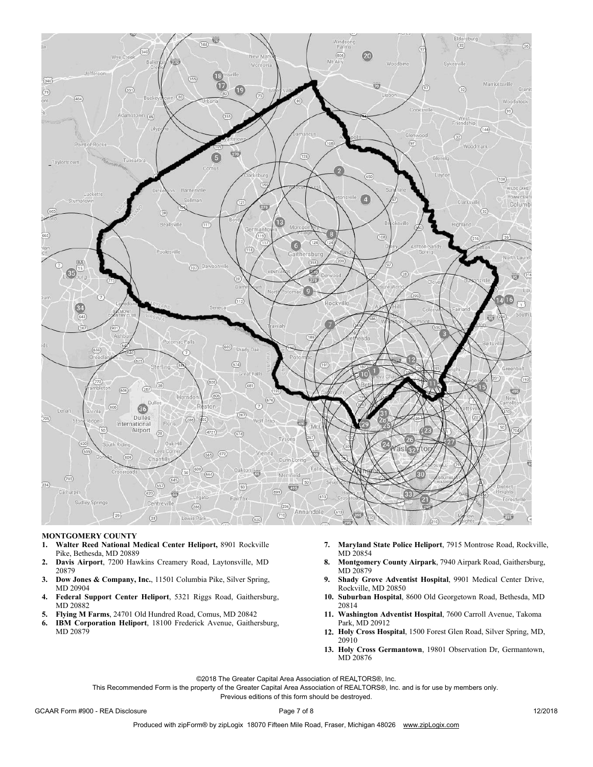**MONTGOMERY COUNTY**

1. **Walter Reed National Medical Center Heliport,** 8901 Rockville Pike, Bethesda, MD 20889
2. **Davis Airport**, 7200 Hawkins Creamery Road, Laytonsville, MD 20879
3. **Dow Jones & Company, Inc.**, 11501 Columbia Pike, Silver Spring, MD 20904
4. **Federal Support Center Heliport**, 5321 Riggs Road, Gaithersburg, MD 20882
5. **Flying M Farms**, 24701 Old Hundred Road, Comus, MD 20842
6. **IBM Corporation Heliport**, 18100 Frederick Avenue, Gaithersburg, MD 20879
7. **Maryland State Police Heliport**, 7915 Montrose Road, Rockville, MD 20854
8. **Montgomery County Airpark**, 7940 Airpark Road, Gaithersburg, MD 20879
9. **Shady Grove Adventist Hospital**, 9901 Medical Center Drive, Rockville, MD 20850
10. **Suburban Hospital**, 8600 Old Georgetown Road, Bethesda, MD 20814
11. **Washington Adventist Hospital**, 7600 Carroll Avenue, Takoma Park, MD 20912
12. **Holy Cross Hospital**, 1500 Forest Glen Road, Silver Spring, MD, 20910
13. **Holy Cross Germantown**, 19801 Observation Dr, Germantown, MD 20876

©2018 The Greater Capital Area Association of REALTORS®, Inc.
This Recommended Form is the property of the Greater Capital Area Association of REALTORS®, Inc. and is for use by members only.
Previous editions of this form should be destroyed.

GCAAR Form #900 - REA Disclosure 12/2018

Produced with zipForm® by zipLogix 18070 Fifteen Mile Road, Fraser, Michigan 48026 www.zipLogix.com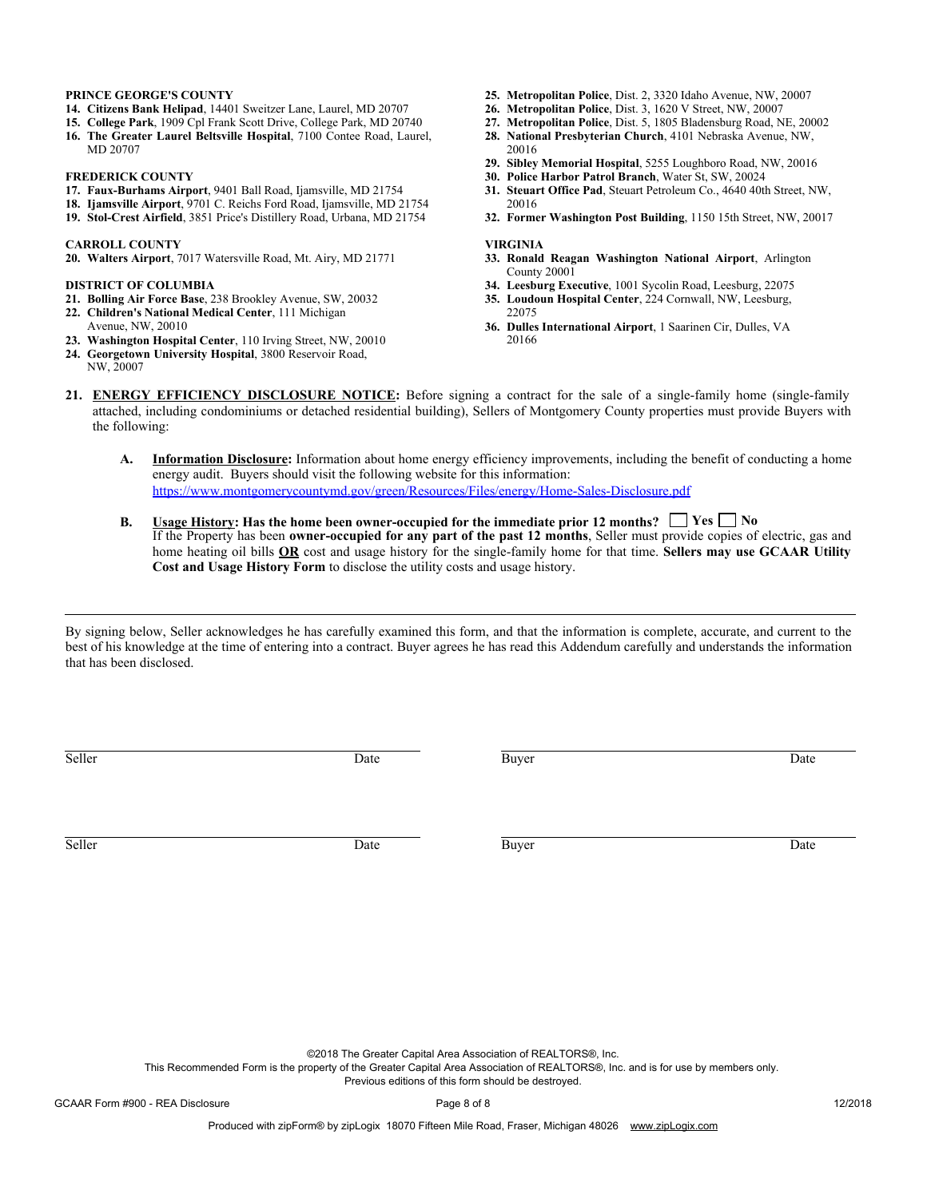**PRINCE GEORGE'S COUNTY**

14. **Citizens Bank Helipad**, 14401 Sweitzer Lane, Laurel, MD 20707
15. **College Park**, 1909 Cpl Frank Scott Drive, College Park, MD 20740
16. **The Greater Laurel Beltsville Hospital**, 7100 Contee Road, Laurel, MD 20707

**FREDERICK COUNTY**

17. **Faux-Burhams Airport**, 9401 Ball Road, Ijamsville, MD 21754
18. **Ijamsville Airport**, 9701 C. Reichs Ford Road, Ijamsville, MD 21754
19. **Stol-Crest Airfield**, 3851 Price's Distillery Road, Urbana, MD 21754

**CARROLL COUNTY**

20. **Walters Airport**, 7017 Watersville Road, Mt. Airy, MD 21771

**DISTRICT OF COLUMBIA**

21. **Bolling Air Force Base**, 238 Brookley Avenue, SW, 20032
22. **Children's National Medical Center**, 111 Michigan Avenue, NW, 20010
23. **Washington Hospital Center**, 110 Irving Street, NW, 20010
24. **Georgetown University Hospital**, 3800 Reservoir Road, NW, 20007
25. **Metropolitan Police**, Dist. 2, 3320 Idaho Avenue, NW, 20007
26. **Metropolitan Police**, Dist. 3, 1620 V Street, NW, 20007
27. **Metropolitan Police**, Dist. 5, 1805 Bladensburg Road, NE, 20002
28. **National Presbyterian Church**, 4101 Nebraska Avenue, NW, 20016
29. **Sibley Memorial Hospital**, 5255 Loughboro Road, NW, 20016
30. **Police Harbor Patrol Branch**, Water St, SW, 20024
31. **Steuart Office Pad**, Steuart Petroleum Co., 4640 40th Street, NW, 20016
32. **Former Washington Post Building**, 1150 15th Street, NW, 20017

**VIRGINIA**

33. **Ronald Reagan Washington National Airport**, Arlington County 20001
34. **Leesburg Executive**, 1001 Sycolin Road, Leesburg, 22075
35. **Loudoun Hospital Center**, 224 Cornwall, NW, Leesburg, 22075
36. **Dulles International Airport**, 1 Saarinen Cir, Dulles, VA 20166

**21. ENERGY EFFICIENCY DISCLOSURE NOTICE:** Before signing a contract for the sale of a single-family home (single-family attached, including condominiums or detached residential building), Sellers of Montgomery County properties must provide Buyers with the following:

**A. Information Disclosure:** Information about home energy efficiency improvements, including the benefit of conducting a home energy audit. Buyers should visit the following website for this information: https://www.montgomerycountymd.gov/green/Resources/Files/energy/Home-Sales-Disclosure.pdf

**B. Usage History: Has the home been owner-occupied for the immediate prior 12 months?** ☐ **Yes** ☐ **No**
If the Property has been **owner-occupied for any part of the past 12 months**, Seller must provide copies of electric, gas and home heating oil bills **OR** cost and usage history for the single-family home for that time. **Sellers may use GCAAR Utility Cost and Usage History Form** to disclose the utility costs and usage history.

---

By signing below, Seller acknowledges he has carefully examined this form, and that the information is complete, accurate, and current to the best of his knowledge at the time of entering into a contract. Buyer agrees he has read this Addendum carefully and understands the information that has been disclosed.

| | | | |
|---|---|---|---|
| Seller | Date | Buyer | Date |
| Seller | Date | Buyer | Date |

©2018 The Greater Capital Area Association of REALTORS®, Inc.
This Recommended Form is the property of the Greater Capital Area Association of REALTORS®, Inc. and is for use by members only.
Previous editions of this form should be destroyed.

GCAAR Form #900 - REA Disclosure 12/2018

Produced with zipForm® by zipLogix 18070 Fifteen Mile Road, Fraser, Michigan 48026 www.zipLogix.com